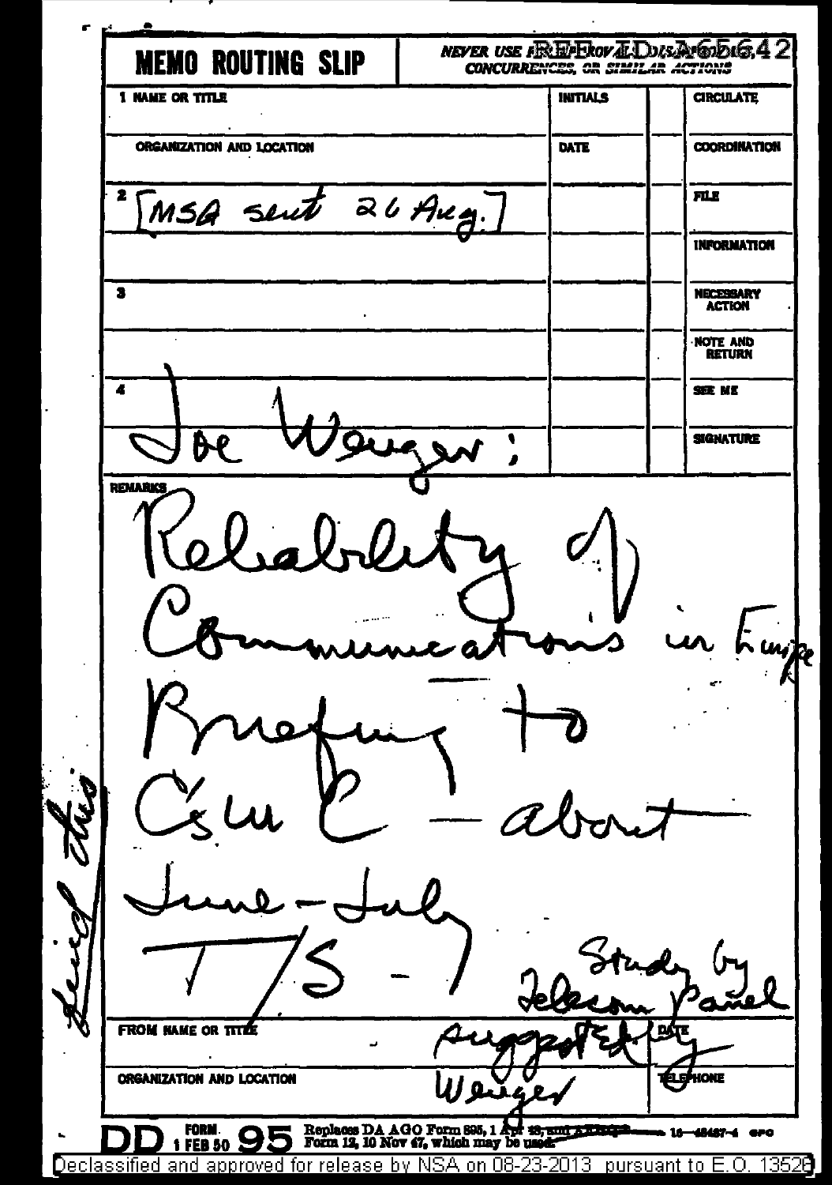# MEMO ROUTING SLIP

*NEVER USE FOR APPROVALS, DISAPPROVALS, CONCURRENCES, OR SIMILAR ACTIONS*

REF ID: A65642

| 1 NAME OR TITLE | INITIALS | CIRCULATE |
|---|---|---|
| ORGANIZATION AND LOCATION | DATE | COORDINATION |
| 2 [MSA sent 26 Aug.] | | FILE |
| | | INFORMATION |
| 3 | | NECESSARY ACTION |
| | | NOTE AND RETURN |
| 4 | | SEE ME |
| Joe Wenger; | | SIGNATURE |

REMARKS

Reliability of Communications in Europe

Briefing to CsC C - about June - July

T/S - Study by Telecom Panel suggested by Wenger

Saved this

FROM NAME OR TITLE | DATE

ORGANIZATION AND LOCATION | TELEPHONE

DD FORM 1 FEB 50 95 Replaces DA AGO Form 895, 1 Apr 48, and AFHQ Form 12, 10 Nov 47, which may be used.

Declassified and approved for release by NSA on 08-23-2013 pursuant to E.O. 13526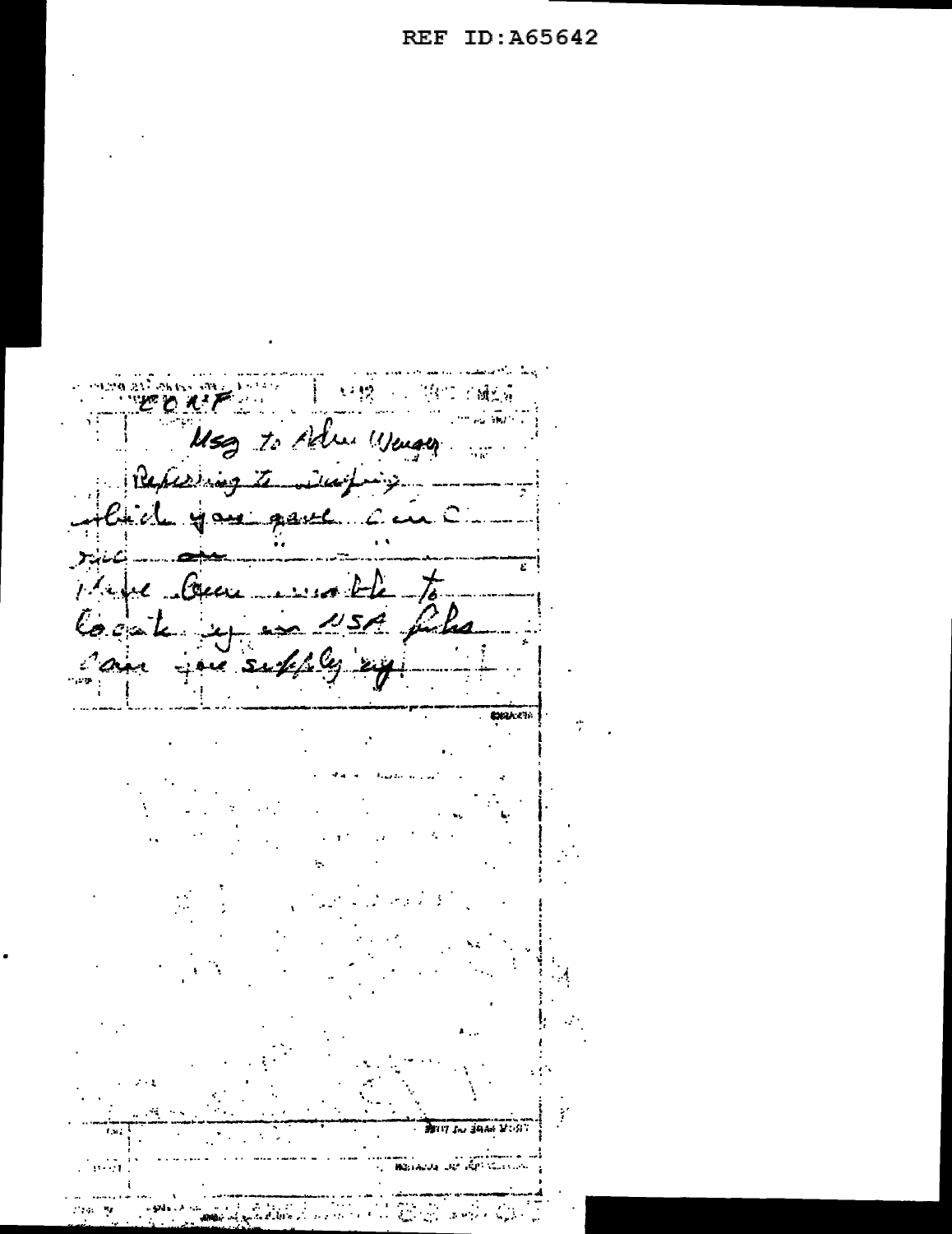REF ID:A65642

CORF

Msg to Adm Wenger

Referring to ~~~~

which you gave C in C

~~~

Have been unable to

locate it in USA files

Can you supply it.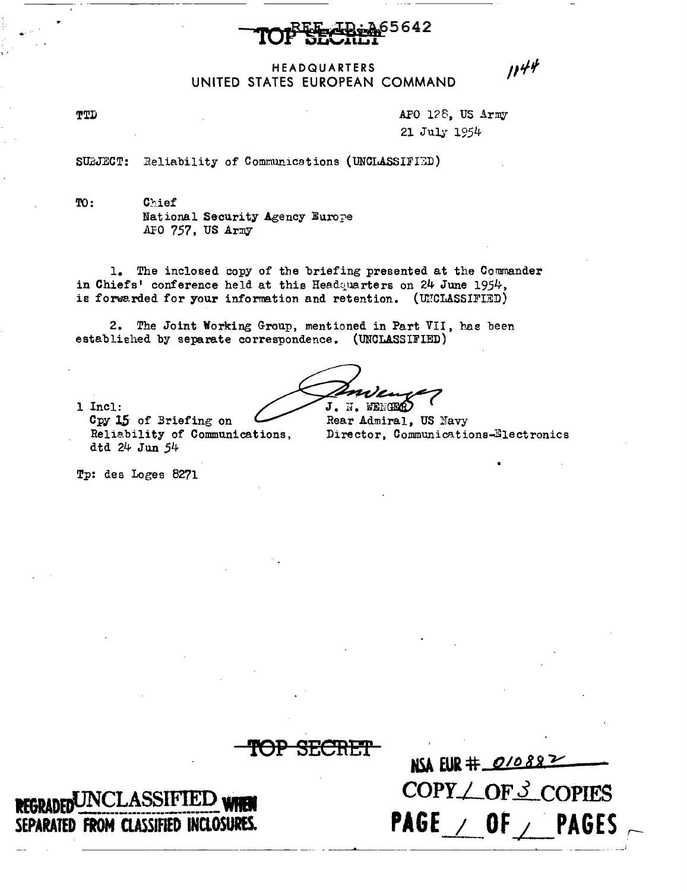REF ID:A65642

TOP SECRET

HEADQUARTERS
UNITED STATES EUROPEAN COMMAND

1144

TTD

APO 128, US Army
21 July 1954

SUBJECT: Reliability of Communications (UNCLASSIFIED)

TO: Chief
National Security Agency Europe
APO 757, US Army

1. The inclosed copy of the briefing presented at the Commander in Chiefs' conference held at this Headquarters on 24 June 1954, is forwarded for your information and retention. (UNCLASSIFIED)

2. The Joint Working Group, mentioned in Part VII, has been established by separate correspondence. (UNCLASSIFIED)

1 Incl:
Cpy 15 of Briefing on Reliability of Communications, dtd 24 Jun 54

J. N. WENGER
Rear Admiral, US Navy
Director, Communications-Electronics

Tp: des Loges 8271

TOP SECRET

REGRADED UNCLASSIFIED WHEN SEPARATED FROM CLASSIFIED INCLOSURES.

NSA EUR # 010882
COPY 1 OF 3 COPIES
PAGE 1 OF 1 PAGES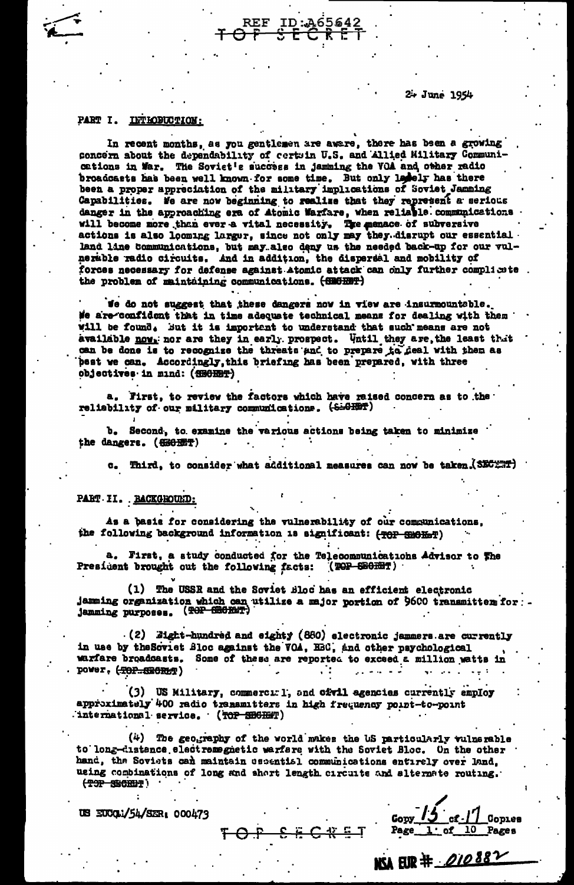REF ID:A65642
TOP SECRET

24 June 1954

## PART I. INTRODUCTION:

In recent months, as you gentlemen are aware, there has been a growing concern about the dependability of certain U.S. and Allied Military Communications in War. The Soviet's success in jamming the VOA and other radio broadcasts has been well known for some time. But only lately has there been a proper appreciation of the military implications of Soviet Jamming Capabilities. We are now beginning to realize that they represent a serious danger in the approaching era of Atomic Warfare, when reliable communications will become more than ever a vital necessity. The menace of subversive actions is also looming larger, since not only may they disrupt our essential land line communications, but may also deny us the needed back-up for our vulnerable radio circuits. And in addition, the dispersal and mobility of forces necessary for defense against atomic attack can only further complicate the problem of maintaining communications. (SECRET)

We do not suggest that these dangers now in view are insurmountable. We are confident that in time adequate technical means for dealing with them will be found. But it is important to understand that such means are not available now, nor are they in early prospect. Until they are, the least that can be done is to recognize the threats and to prepare to deal with them as best we can. Accordingly, this briefing has been prepared, with three objectives in mind: (SECRET)

a. First, to review the factors which have raised concern as to the reliability of our military communications. (SECRET)

b. Second, to examine the various actions being taken to minimize the dangers. (SECRET)

c. Third, to consider what additional measures can now be taken. (SECRET)

## PART II. BACKGROUND:

As a basis for considering the vulnerability of our communications, the following background information is significant: (TOP SECRET)

a. First, a study conducted for the Telecommunications Advisor to The President brought out the following facts: (TOP SECRET)

(1) The USSR and the Soviet Bloc has an efficient electronic jamming organization which can utilize a major portion of 9600 transmitters for jamming purposes. (TOP SECRET)

(2) Eight-hundred and eighty (880) electronic jammers are currently in use by the Soviet Bloc against the VOA, BBC, and other psychological warfare broadcasts. Some of these are reported to exceed a million watts in power. (TOP SECRET)

(3) US Military, commercial, and civil agencies currently employ approximately 400 radio transmitters in high frequency point-to-point international service. (TOP SECRET)

(4) The geography of the world makes the US particularly vulnerable to long-distance electromagnetic warfare with the Soviet Bloc. On the other hand, the Soviets can maintain essential communications entirely over land, using combinations of long and short length circuits and alternate routing. (TOP SECRET)

US EUCOM/54/SER: 000473

TOP SECRET

Copy 15 of 17 Copies
Page 1 of 10 Pages

NSA EUR #. 010882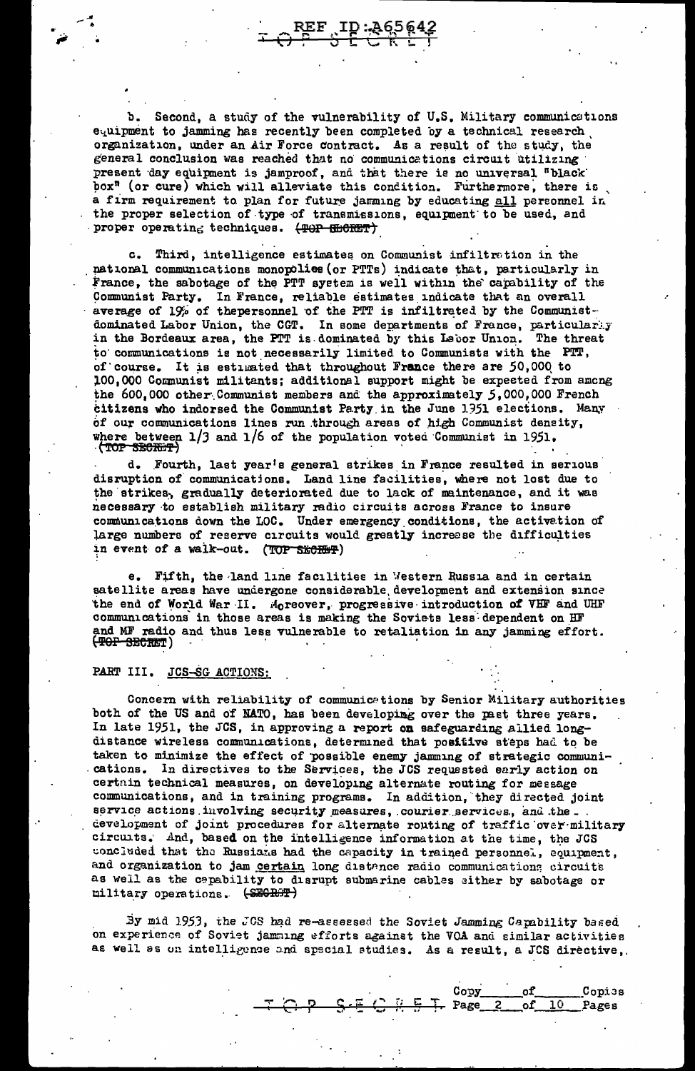b. Second, a study of the vulnerability of U.S. Military communications equipment to jamming has recently been completed by a technical research organization, under an Air Force contract. As a result of the study, the general conclusion was reached that no communications circuit utilizing present day equipment is jamproof, and that there is no universal "black box" (or cure) which will alleviate this condition. Furthermore, there is a firm requirement to plan for future jamming by educating all personnel in the proper selection of type of transmissions, equipment to be used, and proper operating techniques. (~~TOP SECRET~~)

c. Third, intelligence estimates on Communist infiltration in the national communications monopolies (or PTTs) indicate that, particularly in France, the sabotage of the PTT system is well within the capability of the Communist Party. In France, reliable estimates indicate that an overall average of 19% of thepersonnel of the PTT is infiltrated by the Communist-dominated Labor Union, the CGT. In some departments of France, particularly in the Bordeaux area, the PTT is dominated by this Labor Union. The threat to communications is not necessarily limited to Communists with the PTT, of course. It is estimated that throughout France there are 50,000 to 100,000 Communist militants; additional support might be expected from among the 600,000 other Communist members and the approximately 5,000,000 French citizens who indorsed the Communist Party in the June 1951 elections. Many of our communications lines run through areas of high Communist density, where between 1/3 and 1/6 of the population voted Communist in 1951. (~~TOP SECRET~~)

d. Fourth, last year's general strikes in France resulted in serious disruption of communications. Land line facilities, where not lost due to the strikes, gradually deteriorated due to lack of maintenance, and it was necessary to establish military radio circuits across France to insure communications down the LOC. Under emergency conditions, the activation of large numbers of reserve circuits would greatly increase the difficulties in event of a walk-out. (~~TOP SECRET~~)

e. Fifth, the land line facilities in Western Russia and in certain satellite areas have undergone considerable development and extension since the end of World War II. Moreover, progressive introduction of VHF and UHF communications in those areas is making the Soviets less dependent on HF and MF radio and thus less vulnerable to retaliation in any jamming effort. (~~TOP SECRET~~)

PART III. JCS-SG ACTIONS:

Concern with reliability of communications by Senior Military authorities both of the US and of NATO, has been developing over the past three years. In late 1951, the JCS, in approving a report on safeguarding allied long-distance wireless communications, determined that positive steps had to be taken to minimize the effect of possible enemy jamming of strategic communications. In directives to the Services, the JCS requested early action on certain technical measures, on developing alternate routing for message communications, and in training programs. In addition, they directed joint service actions involving security measures, courier services, and the development of joint procedures for alternate routing of traffic over military circuits. And, based on the intelligence information at the time, the JCS concluded that the Russians had the capacity in trained personnel, equipment, and organization to jam certain long distance radio communications circuits as well as the capability to disrupt submarine cables either by sabotage or military operations. (~~SECRET~~)

By mid 1953, the JCS had re-assessed the Soviet Jamming Capability based on experience of Soviet jamming efforts against the VOA and similar activities as well as on intelligence and special studies. As a result, a JCS directive,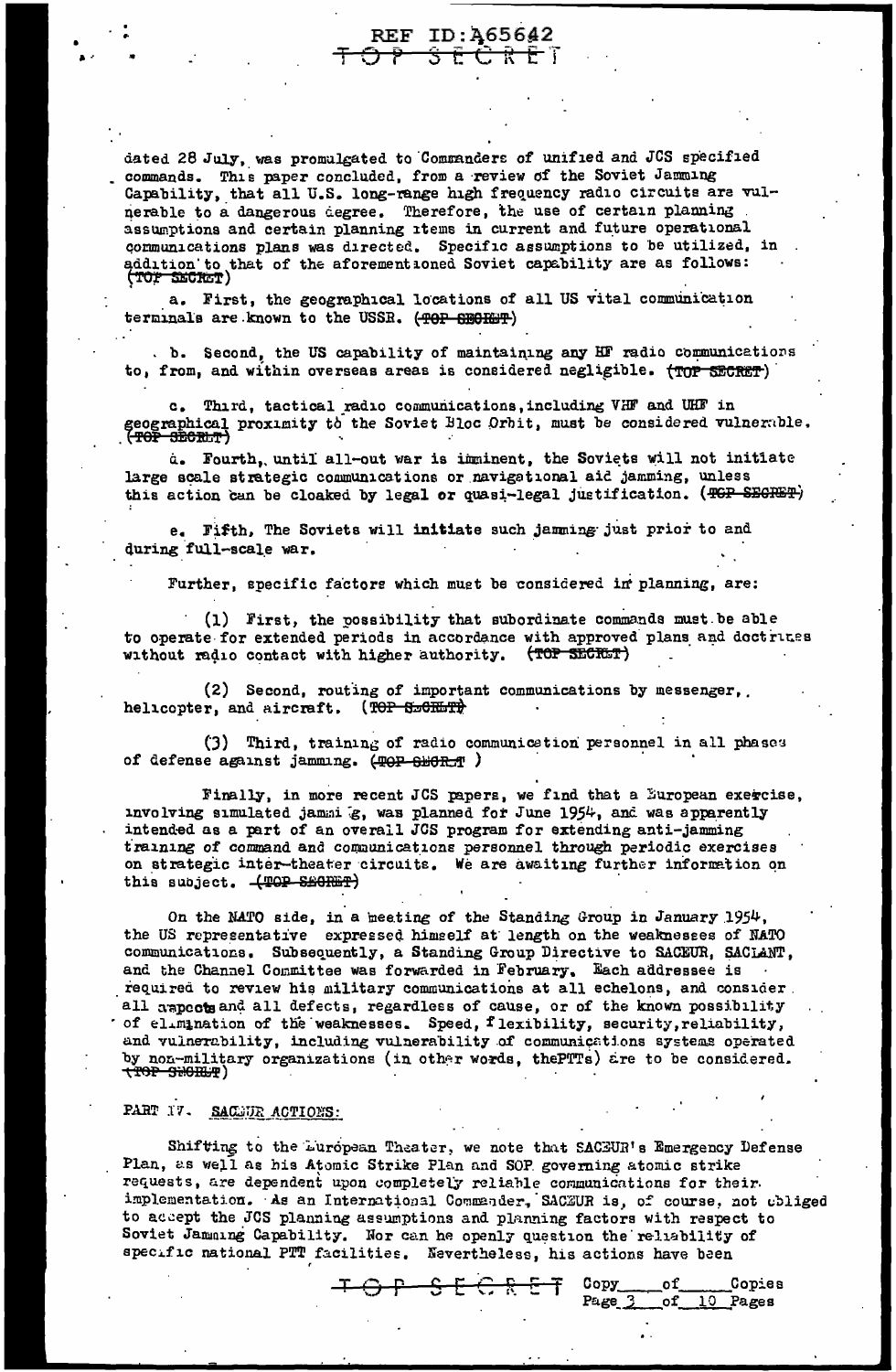dated 28 July, was promulgated to Commanders of unified and JCS specified commands. This paper concluded, from a review of the Soviet Jamming Capability, that all U.S. long-range high frequency radio circuits are vulnerable to a dangerous degree. Therefore, the use of certain planning assumptions and certain planning items in current and future operational communications plans was directed. Specific assumptions to be utilized, in addition to that of the aforementioned Soviet capability are as follows: (~~TOP SECRET~~)

a. First, the geographical locations of all US vital communication terminals are known to the USSR. (~~TOP SECRET~~)

b. Second, the US capability of maintaining any HF radio communications to, from, and within overseas areas is considered negligible. (~~TOP SECRET~~)

c. Third, tactical radio communications, including VHF and UHF in geographical proximity to the Soviet Bloc Orbit, must be considered vulnerable. (~~TOP SECRET~~)

d. Fourth, until all-out war is imminent, the Soviets will not initiate large scale strategic communications or navigational aid jamming, unless this action can be cloaked by legal or quasi-legal justification. (~~TOP SECRET~~)

e. Fifth, The Soviets will initiate such jamming just prior to and during full-scale war.

Further, specific factors which must be considered in planning, are:

(1) First, the possibility that subordinate commands must be able to operate for extended periods in accordance with approved plans and doctrines without radio contact with higher authority. (~~TOP SECRET~~)

(2) Second, routing of important communications by messenger, helicopter, and aircraft. (~~TOP SECRET~~)

(3) Third, training of radio communication personnel in all phases of defense against jamming. (~~TOP SECRET~~)

Finally, in more recent JCS papers, we find that a European exercise, involving simulated jamming, was planned for June 1954, and was apparently intended as a part of an overall JCS program for extending anti-jamming training of command and communications personnel through periodic exercises on strategic inter-theater circuits. We are awaiting further information on this subject. (~~TOP SECRET~~)

On the NATO side, in a meeting of the Standing Group in January 1954, the US representative expressed himself at length on the weaknesses of NATO communications. Subsequently, a Standing Group Directive to SACEUR, SACLANT, and the Channel Committee was forwarded in February. Each addressee is required to review his military communications at all echelons, and consider all aspects and all defects, regardless of cause, or of the known possibility of elimination of the weaknesses. Speed, flexibility, security, reliability, and vulnerability, including vulnerability of communications systems operated by non-military organizations (in other words, the PTTs) are to be considered. (~~TOP SECRET~~)

## PART IV. SACEUR ACTIONS:

Shifting to the European Theater, we note that SACEUR's Emergency Defense Plan, as well as his Atomic Strike Plan and SOP governing atomic strike requests, are dependent upon completely reliable communications for their implementation. As an International Commander, SACEUR is, of course, not obliged to accept the JCS planning assumptions and planning factors with respect to Soviet Jamming Capability. Nor can he openly question the reliability of specific national PTT facilities. Nevertheless, his actions have been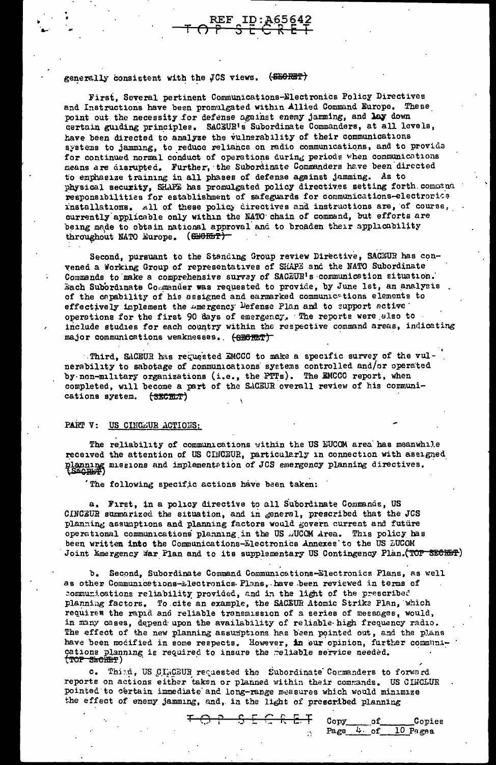REF ID:A65642

TOP SECRET

generally consistent with the JCS views. (SECRET)

First, Several pertinent Communications-Electronics Policy Directives and Instructions have been promulgated within Allied Command Europe. These point out the necessity for defense against enemy jamming, and lay down certain guiding principles. SACEUR's Subordinate Commanders, at all levels, have been directed to analyze the vulnerability of their communications systems to jamming, to reduce reliance on radio communications, and to provide for continued normal conduct of operations during periods when communications means are disrupted. Further, the Subordinate Commanders have been directed to emphasize training in all phases of defense against jamming. As to physical security, SHAPE has promulgated policy directives setting forth command responsibilities for establishment of safeguards for communications-electronics installations. All of these policy directives and instructions are, of course, currently applicable only within the NATO chain of command, but efforts are being made to obtain national approval and to broaden their applicability throughout NATO Europe. (SECRET)

Second, pursuant to the Standing Group review Directive, SACEUR has convened a Working Group of representatives of SHAPE and the NATO Subordinate Commands to make a comprehensive survey of SACEUR's communication situation. Each Subordinate Commander was requested to provide, by June 1st, an analysis of the capability of his assigned and earmarked communications elements to effectively implement the Emergency Defense Plan and to support active operations for the first 90 days of emergency. The reports were also to include studies for each country within the respective command areas, indicating major communications weaknesses. (SECRET)

Third, SACEUR has requested EMCCC to make a specific survey of the vulnerability to sabotage of communications systems controlled and/or operated by non-military organizations (i.e., the PTTs). The EMCCC report, when completed, will become a part of the SACEUR overall review of his communications system. (SECRET)

PART V: US CINCEUR ACTIONS:

The reliability of communications within the US EUCOM area has meanwhile received the attention of US CINCEUR, particularly in connection with assigned planning missions and implementation of JCS emergency planning directives. (SECRET)

The following specific actions have been taken:

a. First, in a policy directive to all Subordinate Commands, US CINCEUR summarized the situation, and in general, prescribed that the JCS planning assumptions and planning factors would govern current and future operational communications planning in the US EUCOM Area. This policy has been written into the Communications-Electronics Annexes to the US EUCOM Joint Emergency War Plan and to its supplementary US Contingency Plan. (TOP SECRET)

b. Second, Subordinate Command Communications-Electronics Plans, as well as other Communications-Electronics Plans, have been reviewed in terms of communications reliability provided, and in the light of the prescribed planning factors. To cite an example, the SACEUR Atomic Strike Plan, which requires the rapid and reliable transmission of a series of messages, would, in many cases, depend upon the availability of reliable high frequency radio. The effect of the new planning assumptions has been pointed out, and the plans have been modified in some respects. However, in our opinion, further communications planning is required to insure the reliable service needed. (TOP SECRET)

c. Third, US CINCEUR requested the Subordinate Commanders to forward reports on actions either taken or planned within their commands. US CINCEUR pointed to certain immediate and long-range measures which would minimize the effect of enemy jamming, and, in the light of prescribed planning

TOP SECRET Copy ___ of ___ Copies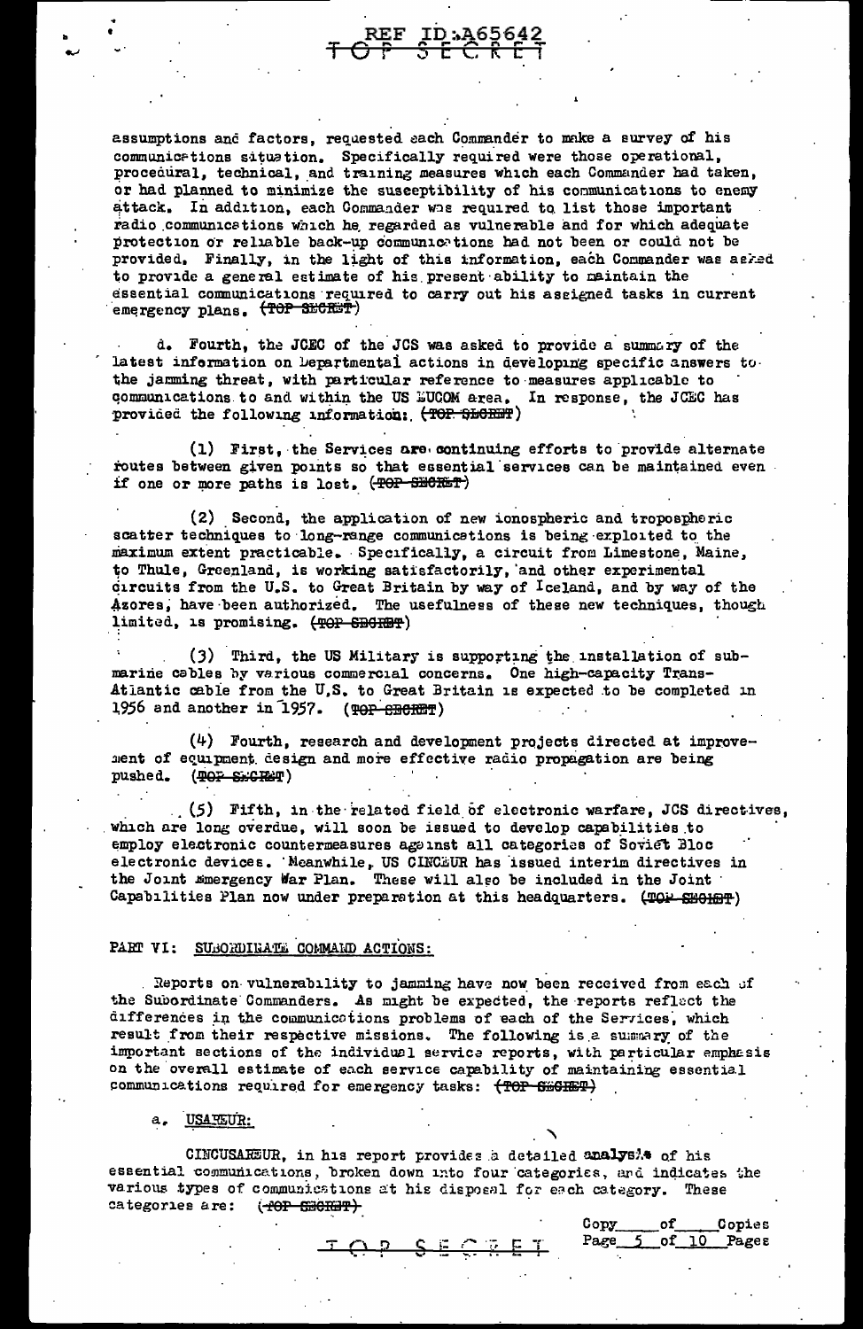assumptions and factors, requested each Commander to make a survey of his communications situation. Specifically required were those operational, procedural, technical, and training measures which each Commander had taken, or had planned to minimize the susceptibility of his communications to enemy attack. In addition, each Commander was required to list those important radio communications which he regarded as vulnerable and for which adequate protection or reliable back-up communications had not been or could not be provided. Finally, in the light of this information, each Commander was asked to provide a general estimate of his present ability to maintain the essential communications required to carry out his assigned tasks in current emergency plans. (~~TOP SECRET~~)

d. Fourth, the JCEC of the JCS was asked to provide a summary of the latest information on Departmental actions in developing specific answers to the jamming threat, with particular reference to measures applicable to communications to and within the US EUCOM area. In response, the JCEC has provided the following information: (~~TOP SECRET~~)

(1) First, the Services are continuing efforts to provide alternate routes between given points so that essential services can be maintained even if one or more paths is lost. (~~TOP SECRET~~)

(2) Second, the application of new ionospheric and tropospheric scatter techniques to long-range communications is being exploited to the maximum extent practicable. Specifically, a circuit from Limestone, Maine, to Thule, Greenland, is working satisfactorily, and other experimental circuits from the U.S. to Great Britain by way of Iceland, and by way of the Azores, have been authorized. The usefulness of these new techniques, though limited, is promising. (~~TOP SECRET~~)

(3) Third, the US Military is supporting the installation of submarine cables by various commercial concerns. One high-capacity Trans-Atlantic cable from the U.S. to Great Britain is expected to be completed in 1956 and another in 1957. (~~TOP SECRET~~)

(4) Fourth, research and development projects directed at improvement of equipment design and more effective radio propagation are being pushed. (~~TOP SECRET~~)

(5) Fifth, in the related field of electronic warfare, JCS directives, which are long overdue, will soon be issued to develop capabilities to employ electronic countermeasures against all categories of Soviet Bloc electronic devices. Meanwhile, US CINCEUR has issued interim directives in the Joint Emergency War Plan. These will also be included in the Joint Capabilities Plan now under preparation at this headquarters. (~~TOP SECRET~~)

## PART VI: SUBORDINATE COMMAND ACTIONS:

Reports on vulnerability to jamming have now been received from each of the Subordinate Commanders. As might be expected, the reports reflect the differences in the communications problems of each of the Services, which result from their respective missions. The following is a summary of the important sections of the individual service reports, with particular emphasis on the overall estimate of each service capability of maintaining essential communications required for emergency tasks: (~~TOP SECRET~~)

a. USAREUR:

CINCUSAREUR, in his report provides a detailed analysis of his essential communications, broken down into four categories, and indicates the various types of communications at his disposal for each category. These categories are: (~~TOP SECRET~~)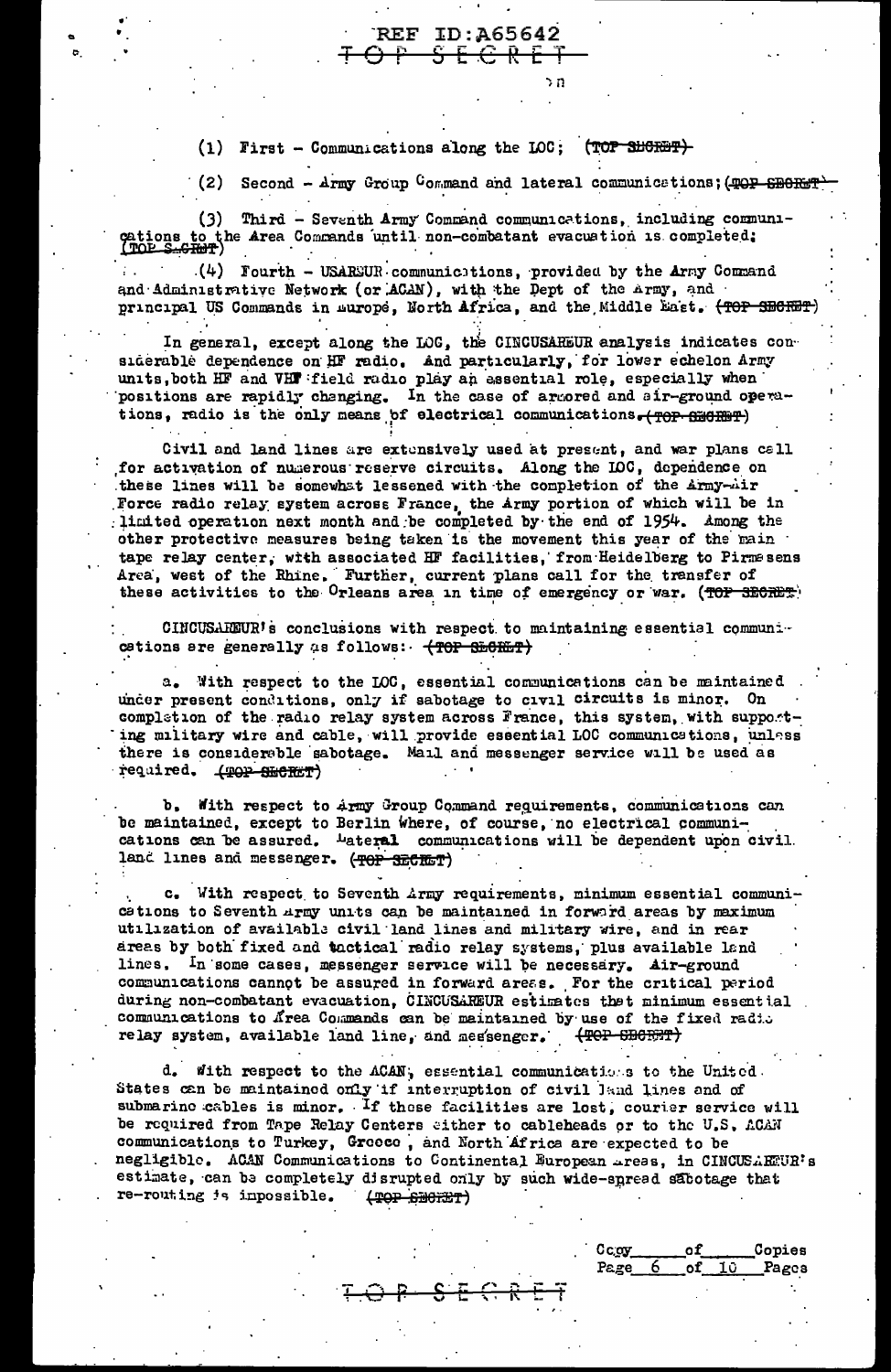(1) First - Communications along the LOC; (TOP SECRET)

(2) Second - Army Group Command and lateral communications; (TOP SECRET)

(3) Third - Seventh Army Command communications, including communications to the Area Commands until non-combatant evacuation is completed; (TOP SECRET)

(4) Fourth - USAREUR communications, provided by the Army Command and Administrative Network (or ACAN), with the Dept of the Army, and principal US Commands in Europe, North Africa, and the Middle East. (TOP SECRET)

In general, except along the LOC, the CINCUSAREUR analysis indicates considerable dependence on HF radio. And particularly, for lower echelon Army units, both HF and VHF field radio play an essential role, especially when positions are rapidly changing. In the case of armored and air-ground operations, radio is the only means of electrical communications. (TOP SECRET)

Civil and land lines are extensively used at present, and war plans call for activation of numerous reserve circuits. Along the LOC, dependence on these lines will be somewhat lessened with the completion of the Army-Air Force radio relay system across France, the Army portion of which will be in limited operation next month and be completed by the end of 1954. Among the other protective measures being taken is the movement this year of the main tape relay center, with associated HF facilities, from Heidelberg to Pirmasens Area, west of the Rhine. Further, current plans call for the transfer of these activities to the Orleans area in time of emergency or war. (TOP SECRET)

CINCUSAREUR's conclusions with respect to maintaining essential communications are generally as follows: (TOP SECRET)

a. With respect to the LOC, essential communications can be maintained under present conditions, only if sabotage to civil circuits is minor. On completion of the radio relay system across France, this system, with supporting military wire and cable, will provide essential LOC communications, unless there is considerable sabotage. Mail and messenger service will be used as required. (TOP SECRET)

b. With respect to Army Group Command requirements, communications can be maintained, except to Berlin where, of course, no electrical communications can be assured. Lateral communications will be dependent upon civil land lines and messenger. (TOP SECRET)

c. With respect to Seventh Army requirements, minimum essential communications to Seventh Army units can be maintained in forward areas by maximum utilization of available civil land lines and military wire, and in rear areas by both fixed and tactical radio relay systems, plus available land lines. In some cases, messenger service will be necessary. Air-ground communications cannot be assured in forward areas. For the critical period during non-combatant evacuation, CINCUSAREUR estimates that minimum essential communications to Area Commands can be maintained by use of the fixed radio relay system, available land line, and messenger. (TOP SECRET)

d. With respect to the ACAN, essential communications to the United States can be maintained only if interruption of civil land lines and of submarine cables is minor. If these facilities are lost, courier service will be required from Tape Relay Centers either to cableheads or to the U.S. ACAN communications to Turkey, Greece, and North Africa are expected to be negligible. ACAN Communications to Continental European areas, in CINCUSAREUR's estimate, can be completely disrupted only by such wide-spread sabotage that re-routing is impossible. (TOP SECRET)

Copy \_\_\_\_ of \_\_\_\_ Copies
Page 6 of 10 Pages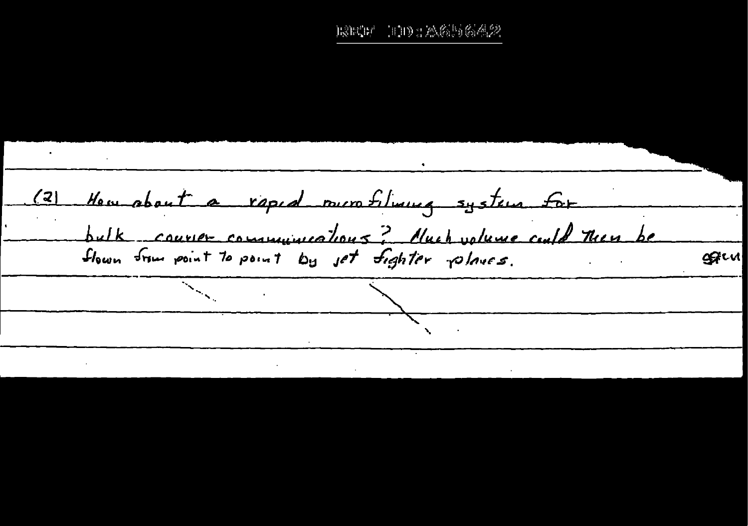(2) How about a rapid microfilming system for bulk courier communications? Much volume could then be flown from point to point by jet fighter planes.

gacu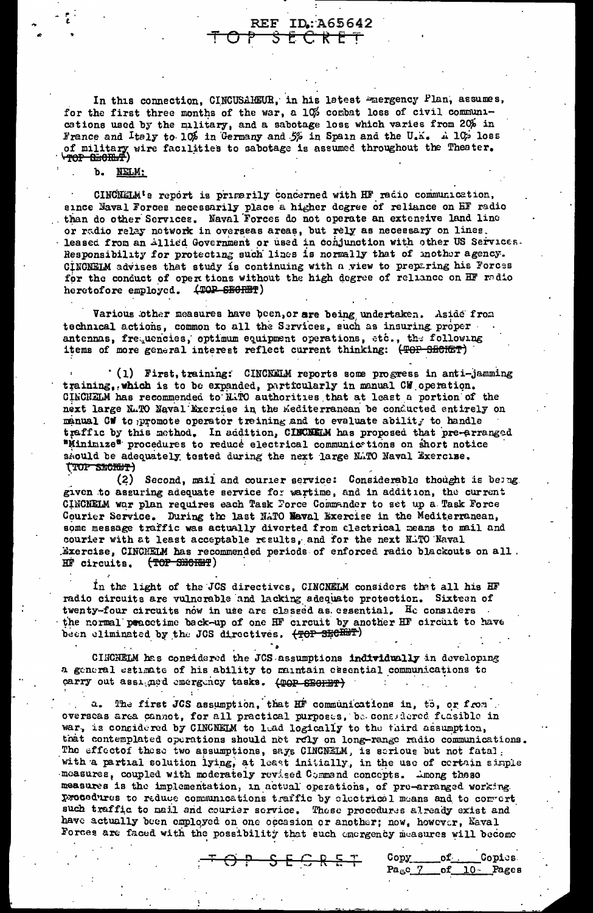In this connection, CINCUSAREUR, in his latest Emergency Plan, assumes, for the first three months of the war, a 10% combat loss of civil communications used by the military, and a sabotage loss which varies from 20% in France and Italy to 10% in Germany and 5% in Spain and the U.K. A 10% loss of military wire facilities to sabotage is assumed throughout the Theater. ~~(TOP SECRET)~~

b. NELM:

CINCNELM's report is primarily concerned with HF radio communication, since Naval Forces necessarily place a higher degree of reliance on HF radio than do other Services. Naval Forces do not operate an extensive land line or radio relay network in overseas areas, but rely as necessary on lines leased from an Allied Government or used in conjunction with other US Services. Responsibility for protecting such lines is normally that of another agency. CINCNELM advises that study is continuing with a view to preparing his Forces for the conduct of operations without the high degree of reliance on HF radio heretofore employed. ~~(TOP SECRET)~~

Various other measures have been, or are being undertaken. Aside from technical actions, common to all the Services, such as insuring proper antennas, frequencies, optimum equipment operations, etc., the following items of more general interest reflect current thinking: ~~(TOP SECRET)~~

(1) First, training: CINCNELM reports some progress in anti-jamming training, which is to be expanded, particularly in manual CW operation. CINCNELM has recommended to NATO authorities that at least a portion of the next large NATO Naval Exercise in the Mediterranean be conducted entirely on manual CW to promote operator training and to evaluate ability to handle traffic by this method. In addition, CINCNELM has proposed that pre-arranged "Minimize" procedures to reduce electrical communications on short notice should be adequately tested during the next large NATO Naval Exercise. ~~(TOP SECRET)~~

(2) Second, mail and courier service: Considerable thought is being given to assuring adequate service for wartime, and in addition, the current CINCNELM war plan requires each Task Force Commander to set up a Task Force Courier Service. During the last NATO Naval Exercise in the Mediterranean, some message traffic was actually diverted from electrical means to mail and courier with at least acceptable results, and for the next NATO Naval Exercise, CINCNELM has recommended periods of enforced radio blackouts on all HF circuits. ~~(TOP SECRET)~~

In the light of the JCS directives, CINCNELM considers that all his HF radio circuits are vulnerable and lacking adequate protection. Sixteen of twenty-four circuits now in use are classed as essential. He considers the normal peacetime back-up of one HF circuit by another HF circuit to have been eliminated by the JCS directives. ~~(TOP SECRET)~~

CINCNELM has considered the JCS assumptions individually in developing a general estimate of his ability to maintain essential communications to carry out assigned emergency tasks. ~~(TOP SECRET)~~

a. The first JCS assumption, that HF communications in, to, or from overseas area cannot, for all practical purposes, be considered feasible in war, is considered by CINCNELM to lead logically to the third assumption, that contemplated operations should not rely on long-range radio communications. The effect of these two assumptions, says CINCNELM, is serious but not fatal, with a partial solution lying, at least initially, in the use of certain simple measures, coupled with moderately revised Command concepts. Among these measures is the implementation, in actual operations, of pre-arranged working procedures to reduce communications traffic by electrical means and to convert such traffic to mail and courier service. These procedures already exist and have actually been employed on one occasion or another; now, however, Naval Forces are faced with the possibility that such emergency measures will become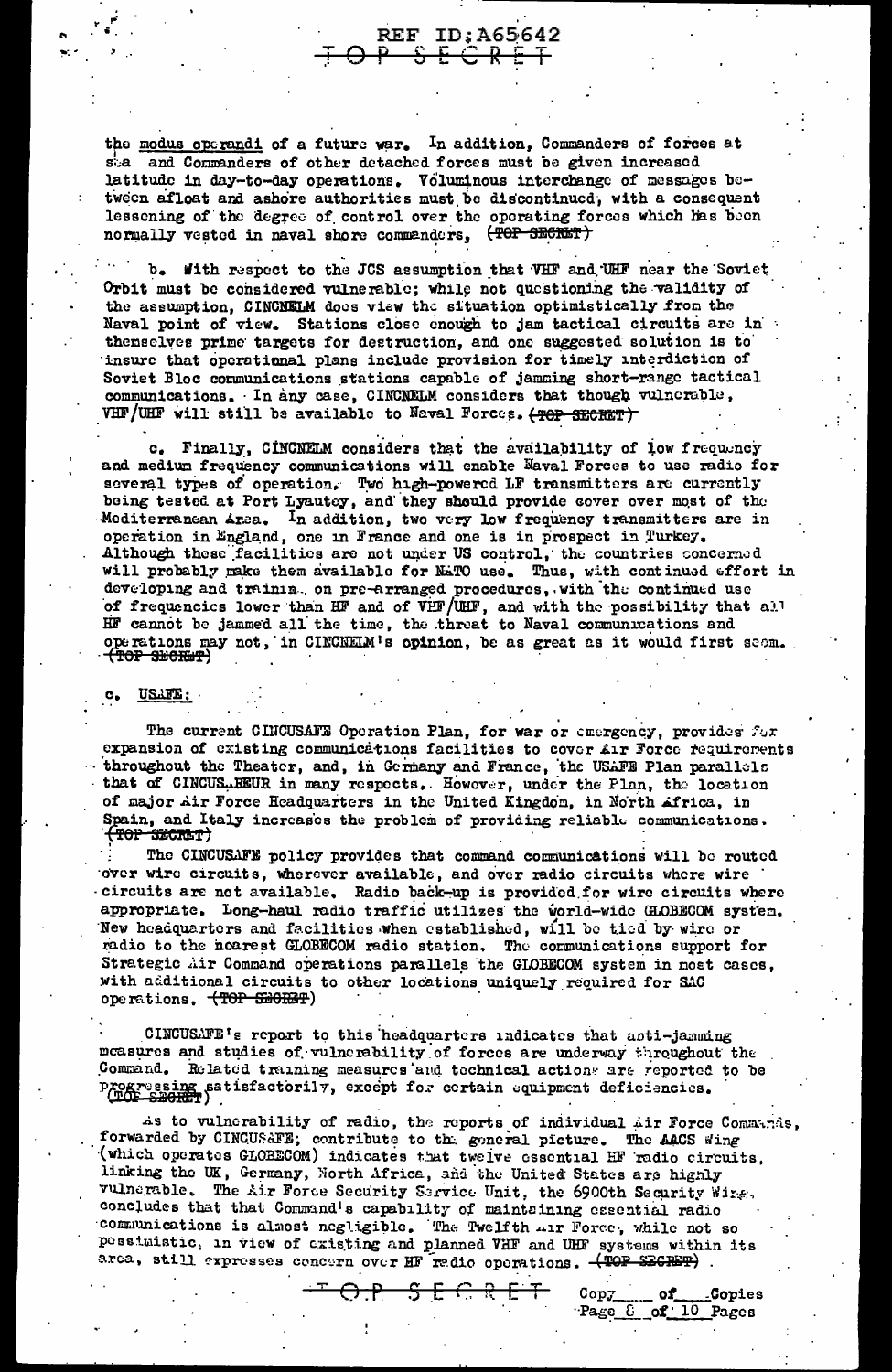the modus operandi of a future war. In addition, Commanders of forces at sea and Commanders of other detached forces must be given increased latitude in day-to-day operations. Voluminous interchange of messages between afloat and ashore authorities must be discontinued, with a consequent lessening of the degree of control over the operating forces which has been normally vested in naval shore commanders. (TOP SECRET)

b. With respect to the JCS assumption that VHF and UHF near the Soviet Orbit must be considered vulnerable; while not questioning the validity of the assumption, CINCNELM does view the situation optimistically from the Naval point of view. Stations close enough to jam tactical circuits are in themselves prime targets for destruction, and one suggested solution is to insure that operational plans include provision for timely interdiction of Soviet Bloc communications stations capable of jamming short-range tactical communications. In any case, CINCNELM considers that though vulnerable, VHF/UHF will still be available to Naval Forces. (TOP SECRET)

c. Finally, CINCNELM considers that the availability of low frequency and medium frequency communications will enable Naval Forces to use radio for several types of operation. Two high-powered LF transmitters are currently being tested at Port Lyautey, and they should provide cover over most of the Mediterranean Area. In addition, two very low frequency transmitters are in operation in England, one in France and one is in prospect in Turkey. Although these facilities are not under US control, the countries concerned will probably make them available for NATO use. Thus, with continued effort in developing and training on pre-arranged procedures, with the continued use of frequencies lower than HF and of VHF/UHF, and with the possibility that all HF cannot be jammed all the time, the threat to Naval communications and operations may not, in CINCNELM's opinion, be as great as it would first seem. (TOP SECRET)

c. USAFE:

The current CINCUSAFE Operation Plan, for war or emergency, provides for expansion of existing communications facilities to cover Air Force requirements throughout the Theater, and, in Germany and France, the USAFE Plan parallels that of CINCUSAREUR in many respects. However, under the Plan, the location of major Air Force Headquarters in the United Kingdom, in North Africa, in Spain, and Italy increases the problem of providing reliable communications. (TOP SECRET)

The CINCUSAFE policy provides that command communications will be routed over wire circuits, wherever available, and over radio circuits where wire circuits are not available. Radio back-up is provided for wire circuits where appropriate. Long-haul radio traffic utilizes the world-wide GLOBECOM system. New headquarters and facilities when established, will be tied by wire or radio to the nearest GLOBECOM radio station. The communications support for Strategic Air Command operations parallels the GLOBECOM system in most cases, with additional circuits to other locations uniquely required for SAC operations. (TOP SECRET)

CINCUSAFE's report to this headquarters indicates that anti-jamming measures and studies of vulnerability of forces are underway throughout the Command. Related training measures and technical actions are reported to be progressing satisfactorily, except for certain equipment deficiencies. (TOP SECRET)

As to vulnerability of radio, the reports of individual Air Force Commands, forwarded by CINCUSAFE, contribute to the general picture. The AACS Wing (which operates GLOBECOM) indicates that twelve essential HF radio circuits, linking the UK, Germany, North Africa, and the United States are highly vulnerable. The Air Force Security Service Unit, the 6900th Security Wing, concludes that that Command's capability of maintaining essential radio communications is almost negligible. The Twelfth Air Force, while not so pessimistic, in view of existing and planned VHF and UHF systems within its area, still expresses concern over HF radio operations. (TOP SECRET)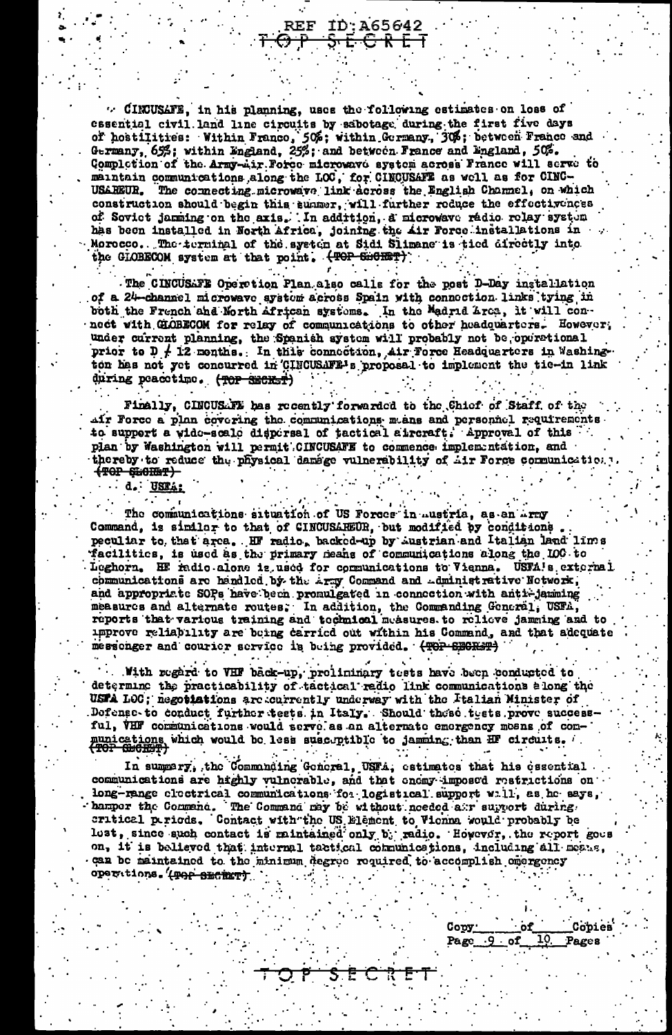CINCUSAFE, in his planning, uses the following estimates on loss of essential civil land line circuits by sabotage during the first five days of hostilities: Within France, 50%; within Germany, 30%; between France and Germany, 65%; within England, 25%; and between France and England, 50%. Completion of the Army-Air Force microwave system across France will serve to maintain communications along the LOC, for CINCUSAFE as well as for CINCUSAREUR. The connecting microwave link across the English Channel, on which construction should begin this summer, will further reduce the effectiveness of Soviet jamming on the axis. In addition, a microwave radio relay system has been installed in North Africa, joining the Air Force installations in Morocco. The terminal of the system at Sidi Slimane is tied directly into the GLOBECOM system at that point. (TOP SECRET)

The CINCUSAFE Operation Plan also calls for the post D-Day installation of a 24-channel microwave system across Spain with connection links tying in both the French and North African systems. In the Madrid Area, it will connect with GLOBECOM for relay of communications to other headquarters. However, under current planning, the Spanish system will probably not be operational prior to D + 12 months. In this connection, Air Force Headquarters in Washington has not yet concurred in CINCUSAFE's proposal to implement the tie-in link during peacetime. (TOP SECRET)

Finally, CINCUSAFE has recently forwarded to the Chief of Staff of the Air Force a plan covering the communications means and personnel requirements to support a wide-scale dispersal of tactical aircraft. Approval of this plan by Washington will permit CINCUSAFE to commence implementation, and thereby to reduce the physical damage vulnerability of Air Force communications. (TOP SECRET)

d. USFA:

The communications situation of US Forces in Austria, as an Army Command, is similar to that of CINCUSAREUR, but modified by conditions peculiar to that area. HF radio, backed-up by Austrian and Italian land lines facilities, is used as the primary means of communications along the LOC to Leghorn. HF radio alone is used for communications to Vienna. USFA's external communications are handled by the Army Command and Administrative Network, and appropriate SOPs have been promulgated in connection with anti-jamming measures and alternate routes. In addition, the Commanding General, USFA, reports that various training and technical measures to relieve jamming and to improve reliability are being carried out within his Command, and that adequate messenger and courier service is being provided. (TOP SECRET)

With regard to VHF back-up, preliminary tests have been conducted to determine the practicability of tactical radio link communications along the USFA LOC; negotiations are currently underway with the Italian Minister of Defense to conduct further tests in Italy. Should these tests prove successful, VHF communications would serve as an alternate emergency means of communications which would be less susceptible to jamming than HF circuits. (TOP SECRET)

In summary, the Commanding General, USFA, estimates that his essential communications are highly vulnerable, and that enemy-imposed restrictions on long-range electrical communications for logistical support will, as he says, hamper the Command. The Command may be without needed air support during critical periods. Contact with the US Element to Vienna would probably be lost, since such contact is maintained only by radio. However, the report goes on, it is believed that internal tactical communications, including all means, can be maintained to the minimum degree required to accomplish emergency operations. (TOP SECRET)

Copy ____ of ____ Copies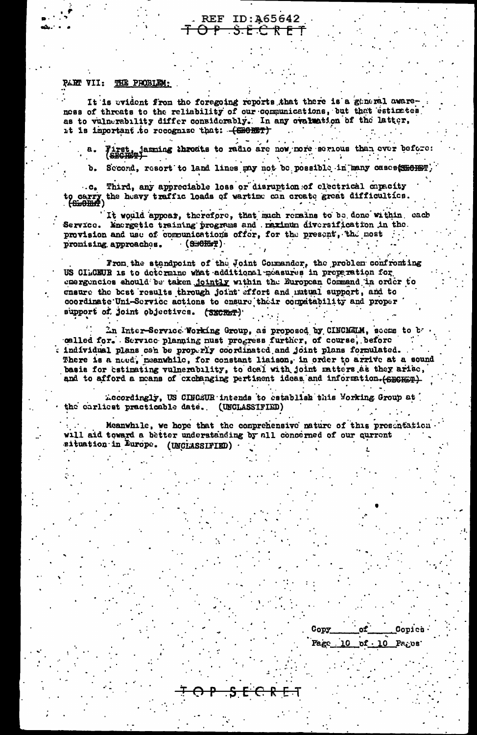PART VII: THE PROBLEM:

It is evident from the foregoing reports that there is a general awareness of threats to the reliability of our communications, but that estimates as to vulnerability differ considerably. In any evaluation of the latter, it is important to recognize that: (SECRET)

a. First, jamming threats to radio are now more serious than ever before: (SECRET)

b. Second, resort to land lines may not be possible in many cases (SECRET).

c. Third, any appreciable loss or disruption of electrical capacity to carry the heavy traffic loads of wartime can create great difficulties. (SECRET)

It would appear, therefore, that much remains to be done within each Service. Energetic training programs and maximum diversification in the provision and use of communications offer, for the present, the most promising approaches. (SECRET)

From the standpoint of the Joint Commander, the problem confronting US CINCEUR is to determine what additional measures in preparation for emergencies should be taken jointly within the European Command in order to ensure the best results through joint effort and mutual support, and to coordinate Uni-Service actions to ensure their compatability and proper support of joint objectives. (SECRET)

An Inter-Service Working Group, as proposed by CINCNELM, seems to be called for. Service planning must progress further, of course, before individual plans can be properly coordinated and joint plans formulated. There is a need, meanwhile, for constant liaison, in order to arrive at a sound basis for estimating vulnerability, to deal with joint matters as they arise, and to afford a means of exchanging pertinent ideas and information. (SECRET)

Accordingly, US CINCEUR intends to establish this Working Group at the earliest practicable date. (UNCLASSIFIED)

Meanwhile, we hope that the comprehensive nature of this presentation will aid toward a better understanding by all concerned of our current situation in Europe. (UNCLASSIFIED)

Copy \_\_\_\_ of \_\_\_\_ Copies